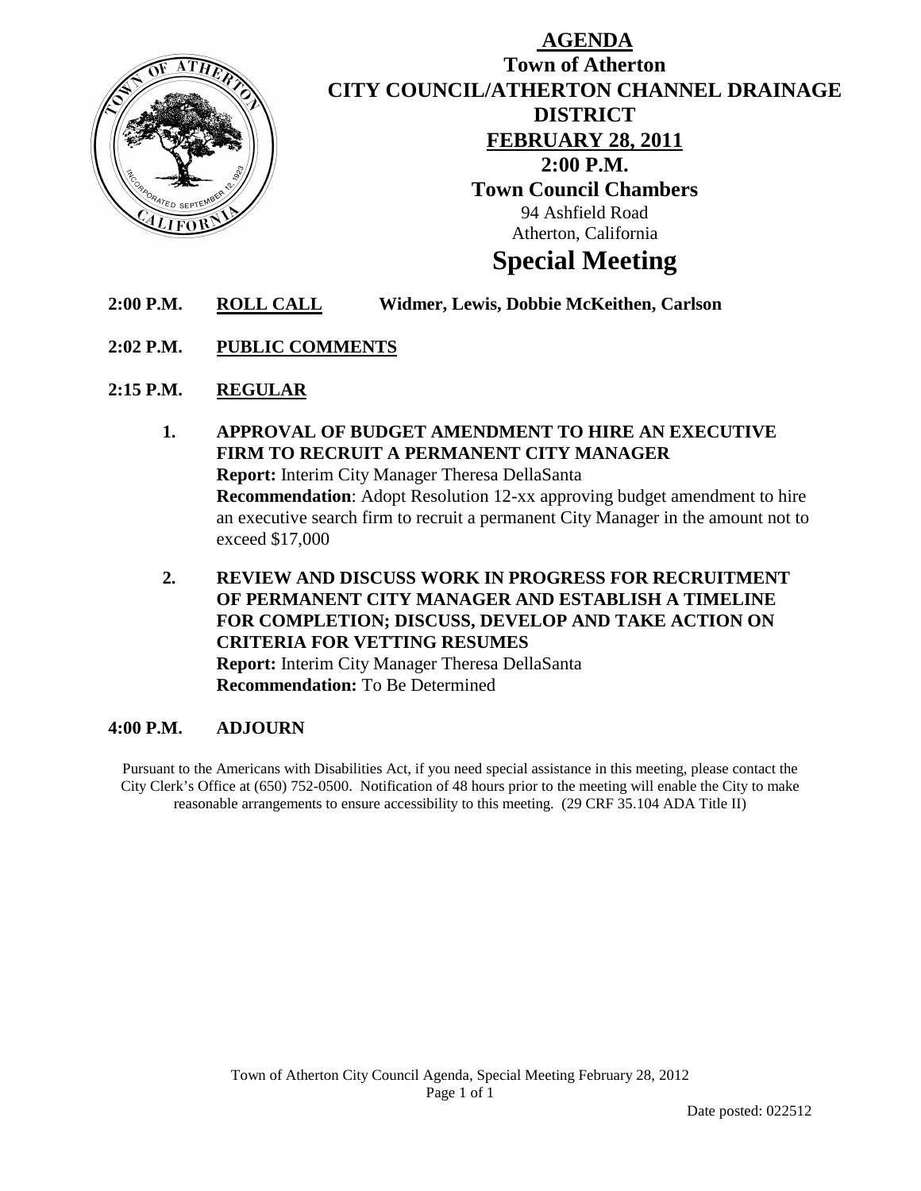# AGENDA

## Town of Atherton
## CITY COUNCIL/ATHERTON CHANNEL DRAINAGE DISTRICT
## FEBRUARY 28, 2011
## 2:00 P.M.
## Town Council Chambers

94 Ashfield Road
Atherton, California

# Special Meeting

**2:00 P.M.** **ROLL CALL** **Widmer, Lewis, Dobbie McKeithen, Carlson**

**2:02 P.M.** **PUBLIC COMMENTS**

**2:15 P.M.** **REGULAR**

**1. APPROVAL OF BUDGET AMENDMENT TO HIRE AN EXECUTIVE FIRM TO RECRUIT A PERMANENT CITY MANAGER**
**Report:** Interim City Manager Theresa DellaSanta
**Recommendation**: Adopt Resolution 12-xx approving budget amendment to hire an executive search firm to recruit a permanent City Manager in the amount not to exceed $17,000

**2. REVIEW AND DISCUSS WORK IN PROGRESS FOR RECRUITMENT OF PERMANENT CITY MANAGER AND ESTABLISH A TIMELINE FOR COMPLETION; DISCUSS, DEVELOP AND TAKE ACTION ON CRITERIA FOR VETTING RESUMES**
**Report:** Interim City Manager Theresa DellaSanta
**Recommendation:** To Be Determined

**4:00 P.M.** **ADJOURN**

Pursuant to the Americans with Disabilities Act, if you need special assistance in this meeting, please contact the City Clerk's Office at (650) 752-0500. Notification of 48 hours prior to the meeting will enable the City to make reasonable arrangements to ensure accessibility to this meeting. (29 CRF 35.104 ADA Title II)

Town of Atherton City Council Agenda, Special Meeting February 28, 2012

Date posted: 022512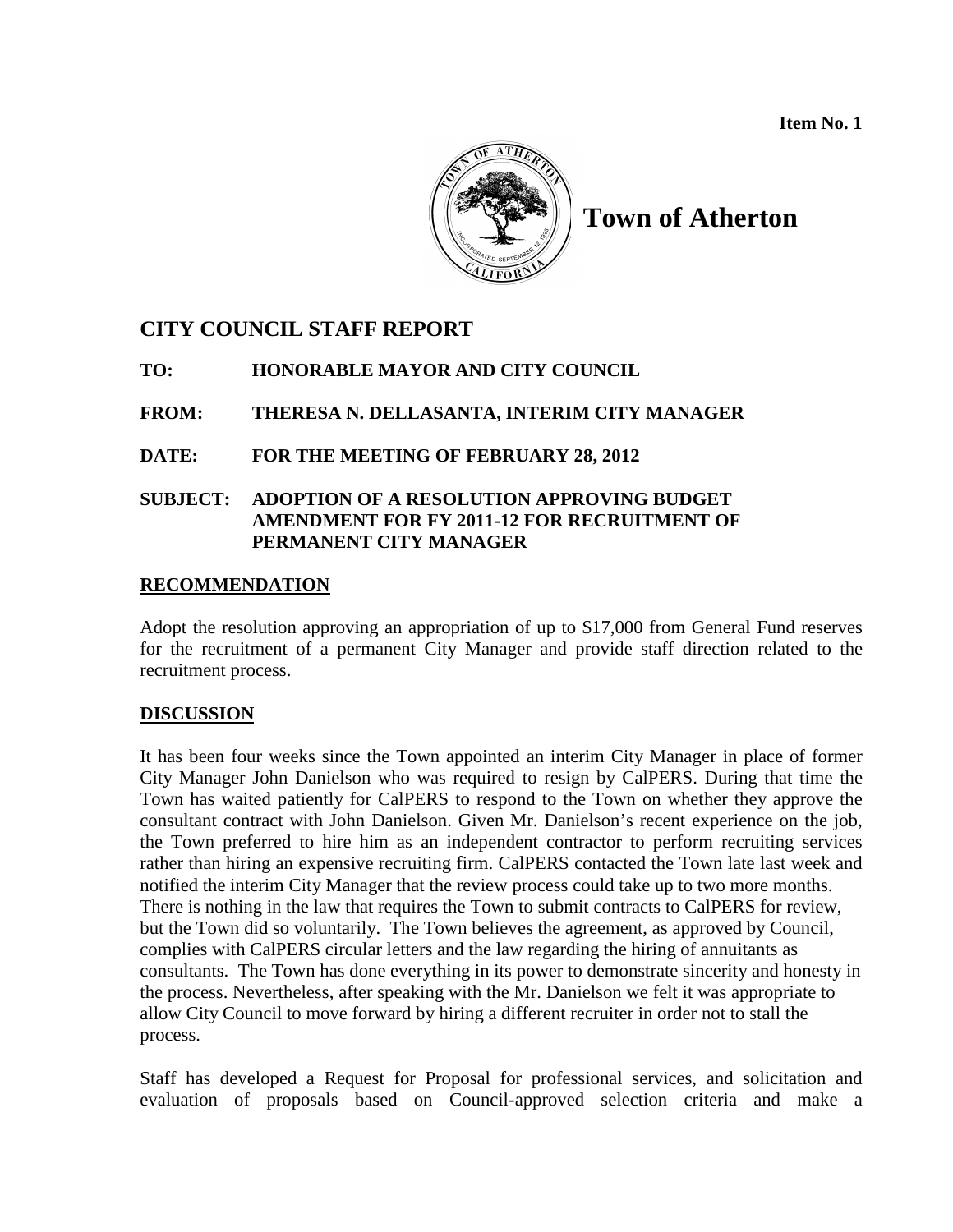**Item No. 1**

**Town of Atherton**

## CITY COUNCIL STAFF REPORT

**TO:** HONORABLE MAYOR AND CITY COUNCIL

**FROM:** THERESA N. DELLASANTA, INTERIM CITY MANAGER

**DATE:** FOR THE MEETING OF FEBRUARY 28, 2012

**SUBJECT:** ADOPTION OF A RESOLUTION APPROVING BUDGET AMENDMENT FOR FY 2011-12 FOR RECRUITMENT OF PERMANENT CITY MANAGER

### RECOMMENDATION

Adopt the resolution approving an appropriation of up to $17,000 from General Fund reserves for the recruitment of a permanent City Manager and provide staff direction related to the recruitment process.

### DISCUSSION

It has been four weeks since the Town appointed an interim City Manager in place of former City Manager John Danielson who was required to resign by CalPERS. During that time the Town has waited patiently for CalPERS to respond to the Town on whether they approve the consultant contract with John Danielson. Given Mr. Danielson's recent experience on the job, the Town preferred to hire him as an independent contractor to perform recruiting services rather than hiring an expensive recruiting firm. CalPERS contacted the Town late last week and notified the interim City Manager that the review process could take up to two more months. There is nothing in the law that requires the Town to submit contracts to CalPERS for review, but the Town did so voluntarily. The Town believes the agreement, as approved by Council, complies with CalPERS circular letters and the law regarding the hiring of annuitants as consultants. The Town has done everything in its power to demonstrate sincerity and honesty in the process. Nevertheless, after speaking with the Mr. Danielson we felt it was appropriate to allow City Council to move forward by hiring a different recruiter in order not to stall the process.

Staff has developed a Request for Proposal for professional services, and solicitation and evaluation of proposals based on Council-approved selection criteria and make a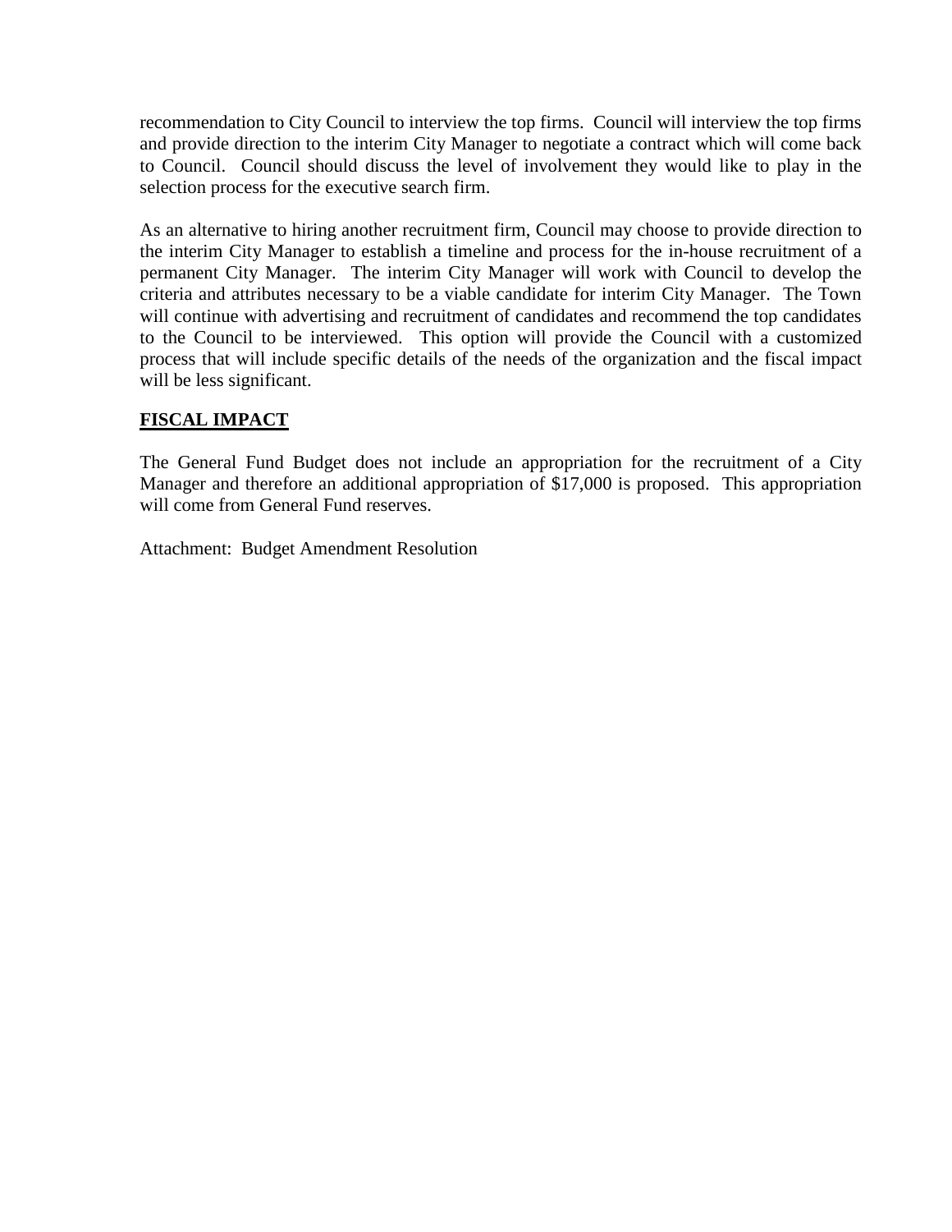recommendation to City Council to interview the top firms. Council will interview the top firms and provide direction to the interim City Manager to negotiate a contract which will come back to Council. Council should discuss the level of involvement they would like to play in the selection process for the executive search firm.

As an alternative to hiring another recruitment firm, Council may choose to provide direction to the interim City Manager to establish a timeline and process for the in-house recruitment of a permanent City Manager. The interim City Manager will work with Council to develop the criteria and attributes necessary to be a viable candidate for interim City Manager. The Town will continue with advertising and recruitment of candidates and recommend the top candidates to the Council to be interviewed. This option will provide the Council with a customized process that will include specific details of the needs of the organization and the fiscal impact will be less significant.

## FISCAL IMPACT

The General Fund Budget does not include an appropriation for the recruitment of a City Manager and therefore an additional appropriation of $17,000 is proposed. This appropriation will come from General Fund reserves.

Attachment: Budget Amendment Resolution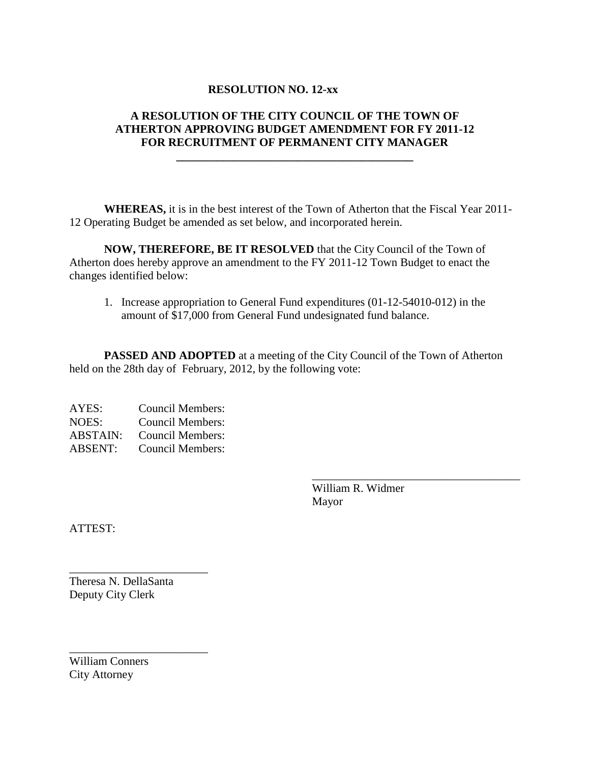**RESOLUTION NO. 12-xx**

**A RESOLUTION OF THE CITY COUNCIL OF THE TOWN OF ATHERTON APPROVING BUDGET AMENDMENT FOR FY 2011-12 FOR RECRUITMENT OF PERMANENT CITY MANAGER**

---

**WHEREAS,** it is in the best interest of the Town of Atherton that the Fiscal Year 2011-12 Operating Budget be amended as set below, and incorporated herein.

**NOW, THEREFORE, BE IT RESOLVED** that the City Council of the Town of Atherton does hereby approve an amendment to the FY 2011-12 Town Budget to enact the changes identified below:

1. Increase appropriation to General Fund expenditures (01-12-54010-012) in the amount of $17,000 from General Fund undesignated fund balance.

**PASSED AND ADOPTED** at a meeting of the City Council of the Town of Atherton held on the 28th day of February, 2012, by the following vote:

AYES: Council Members:
NOES: Council Members:
ABSTAIN: Council Members:
ABSENT: Council Members:

\_\_\_\_\_\_\_\_\_\_\_\_\_\_\_\_\_\_\_\_\_\_\_\_\_\_\_\_\_\_\_\_\_\_\_\_
William R. Widmer
Mayor

ATTEST:

\_\_\_\_\_\_\_\_\_\_\_\_\_\_\_\_\_\_\_\_\_\_\_\_
Theresa N. DellaSanta
Deputy City Clerk

\_\_\_\_\_\_\_\_\_\_\_\_\_\_\_\_\_\_\_\_\_\_\_\_
William Conners
City Attorney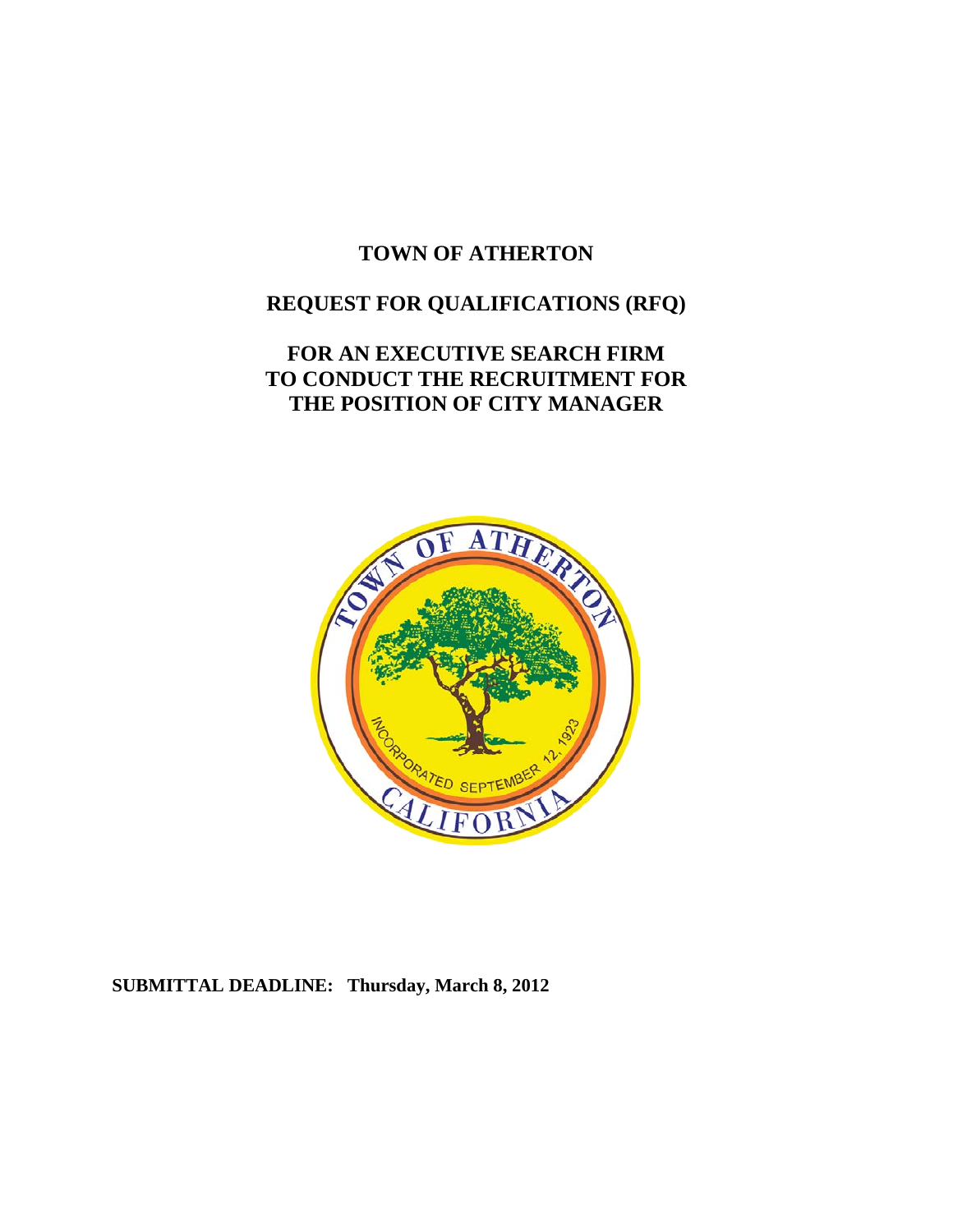# TOWN OF ATHERTON

## REQUEST FOR QUALIFICATIONS (RFQ)

## FOR AN EXECUTIVE SEARCH FIRM TO CONDUCT THE RECRUITMENT FOR THE POSITION OF CITY MANAGER

**SUBMITTAL DEADLINE: Thursday, March 8, 2012**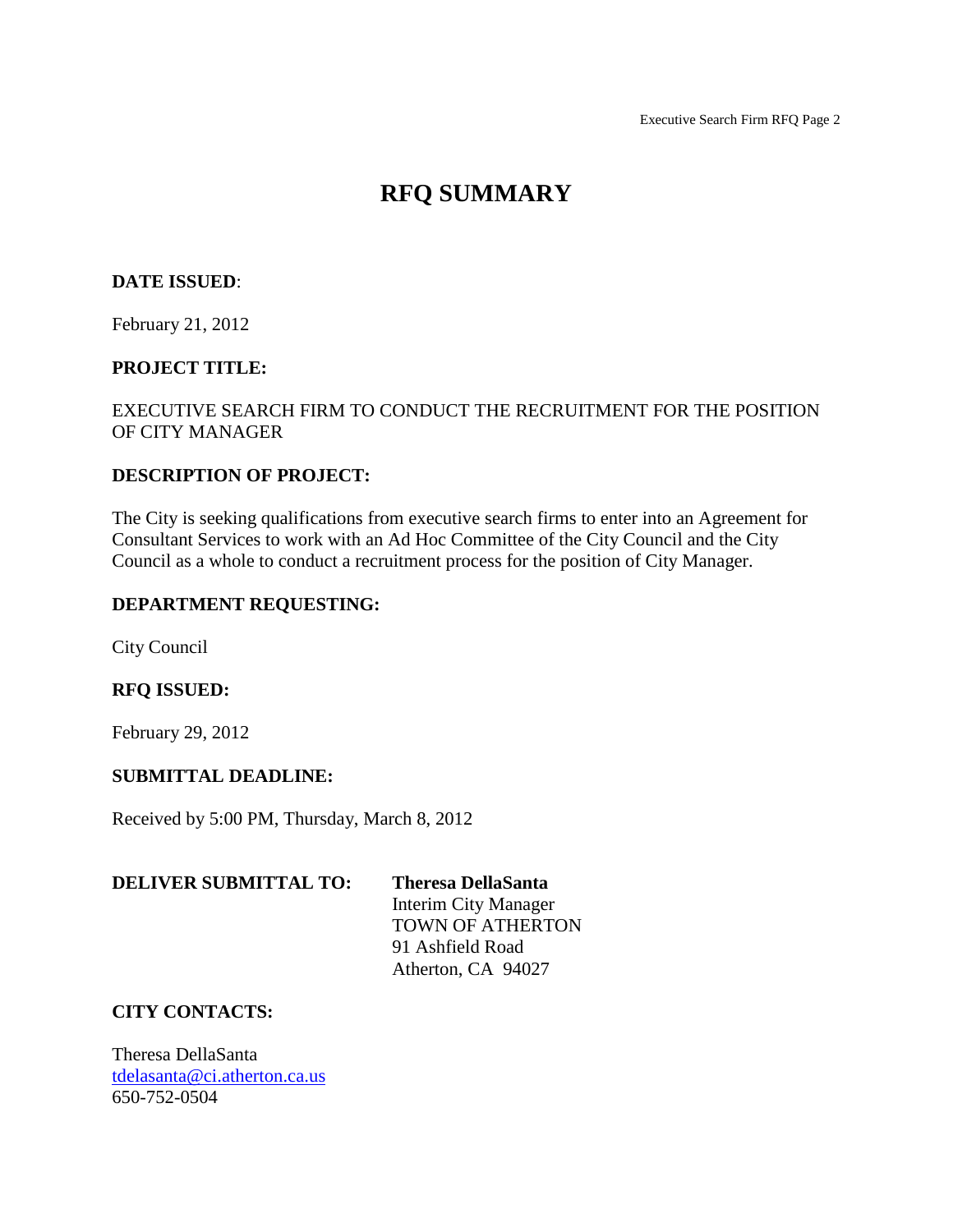# RFQ SUMMARY

**DATE ISSUED**:

February 21, 2012

**PROJECT TITLE:**

EXECUTIVE SEARCH FIRM TO CONDUCT THE RECRUITMENT FOR THE POSITION OF CITY MANAGER

**DESCRIPTION OF PROJECT:**

The City is seeking qualifications from executive search firms to enter into an Agreement for Consultant Services to work with an Ad Hoc Committee of the City Council and the City Council as a whole to conduct a recruitment process for the position of City Manager.

**DEPARTMENT REQUESTING:**

City Council

**RFQ ISSUED:**

February 29, 2012

**SUBMITTAL DEADLINE:**

Received by 5:00 PM, Thursday, March 8, 2012

**DELIVER SUBMITTAL TO:**

**Theresa DellaSanta**
Interim City Manager
TOWN OF ATHERTON
91 Ashfield Road
Atherton, CA 94027

**CITY CONTACTS:**

Theresa DellaSanta
tdelasanta@ci.atherton.ca.us
650-752-0504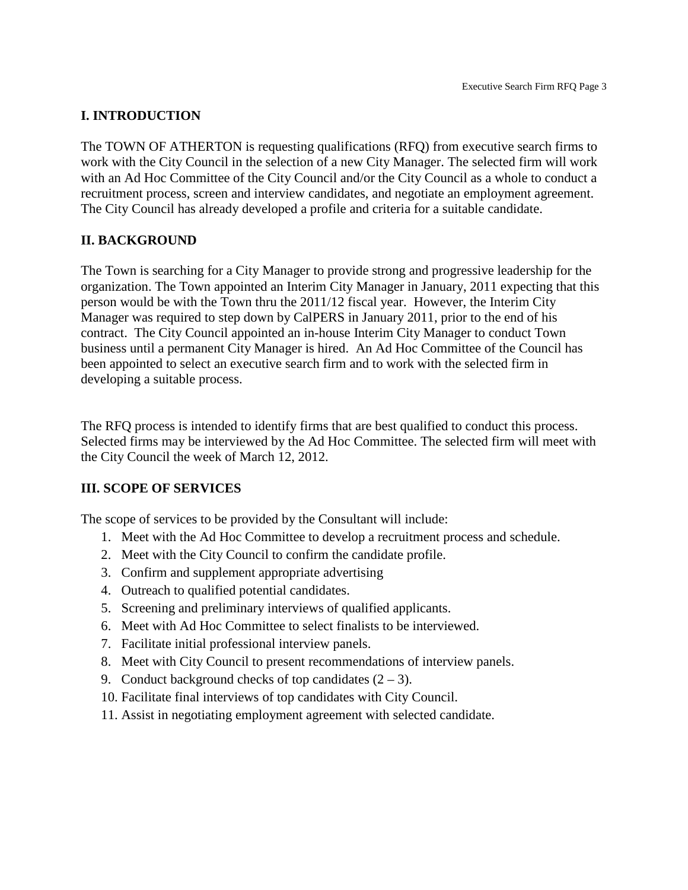## I. INTRODUCTION

The TOWN OF ATHERTON is requesting qualifications (RFQ) from executive search firms to work with the City Council in the selection of a new City Manager. The selected firm will work with an Ad Hoc Committee of the City Council and/or the City Council as a whole to conduct a recruitment process, screen and interview candidates, and negotiate an employment agreement. The City Council has already developed a profile and criteria for a suitable candidate.

## II. BACKGROUND

The Town is searching for a City Manager to provide strong and progressive leadership for the organization. The Town appointed an Interim City Manager in January, 2011 expecting that this person would be with the Town thru the 2011/12 fiscal year. However, the Interim City Manager was required to step down by CalPERS in January 2011, prior to the end of his contract. The City Council appointed an in-house Interim City Manager to conduct Town business until a permanent City Manager is hired. An Ad Hoc Committee of the Council has been appointed to select an executive search firm and to work with the selected firm in developing a suitable process.

The RFQ process is intended to identify firms that are best qualified to conduct this process. Selected firms may be interviewed by the Ad Hoc Committee. The selected firm will meet with the City Council the week of March 12, 2012.

## III. SCOPE OF SERVICES

The scope of services to be provided by the Consultant will include:

1. Meet with the Ad Hoc Committee to develop a recruitment process and schedule.
2. Meet with the City Council to confirm the candidate profile.
3. Confirm and supplement appropriate advertising
4. Outreach to qualified potential candidates.
5. Screening and preliminary interviews of qualified applicants.
6. Meet with Ad Hoc Committee to select finalists to be interviewed.
7. Facilitate initial professional interview panels.
8. Meet with City Council to present recommendations of interview panels.
9. Conduct background checks of top candidates (2 – 3).
10. Facilitate final interviews of top candidates with City Council.
11. Assist in negotiating employment agreement with selected candidate.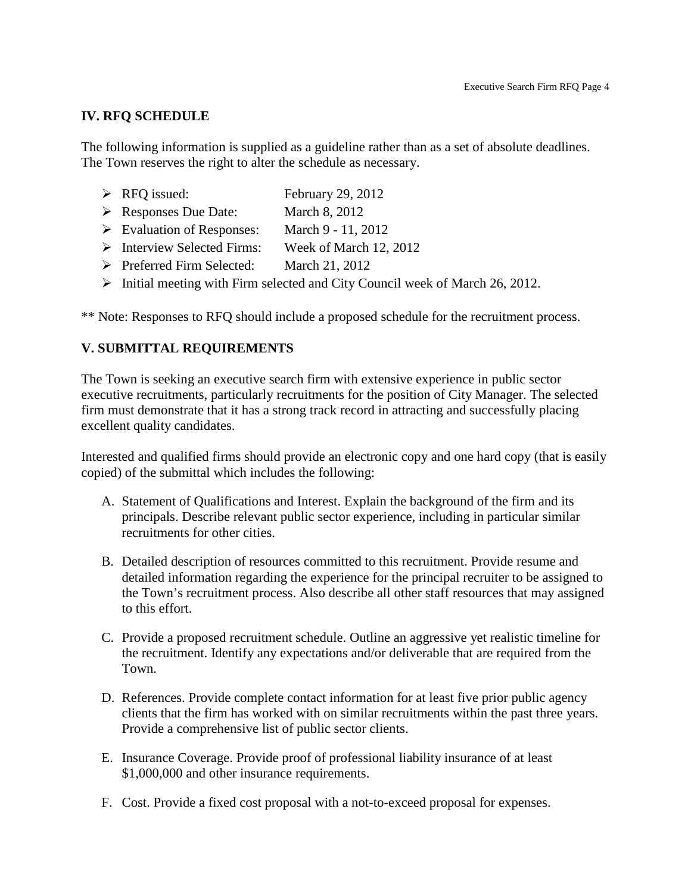## IV. RFQ SCHEDULE

The following information is supplied as a guideline rather than as a set of absolute deadlines. The Town reserves the right to alter the schedule as necessary.

- RFQ issued: February 29, 2012
- Responses Due Date: March 8, 2012
- Evaluation of Responses: March 9 - 11, 2012
- Interview Selected Firms: Week of March 12, 2012
- Preferred Firm Selected: March 21, 2012
- Initial meeting with Firm selected and City Council week of March 26, 2012.

** Note: Responses to RFQ should include a proposed schedule for the recruitment process.

## V. SUBMITTAL REQUIREMENTS

The Town is seeking an executive search firm with extensive experience in public sector executive recruitments, particularly recruitments for the position of City Manager. The selected firm must demonstrate that it has a strong track record in attracting and successfully placing excellent quality candidates.

Interested and qualified firms should provide an electronic copy and one hard copy (that is easily copied) of the submittal which includes the following:

A. Statement of Qualifications and Interest. Explain the background of the firm and its principals. Describe relevant public sector experience, including in particular similar recruitments for other cities.

B. Detailed description of resources committed to this recruitment. Provide resume and detailed information regarding the experience for the principal recruiter to be assigned to the Town's recruitment process. Also describe all other staff resources that may assigned to this effort.

C. Provide a proposed recruitment schedule. Outline an aggressive yet realistic timeline for the recruitment. Identify any expectations and/or deliverable that are required from the Town.

D. References. Provide complete contact information for at least five prior public agency clients that the firm has worked with on similar recruitments within the past three years. Provide a comprehensive list of public sector clients.

E. Insurance Coverage. Provide proof of professional liability insurance of at least $1,000,000 and other insurance requirements.

F. Cost. Provide a fixed cost proposal with a not-to-exceed proposal for expenses.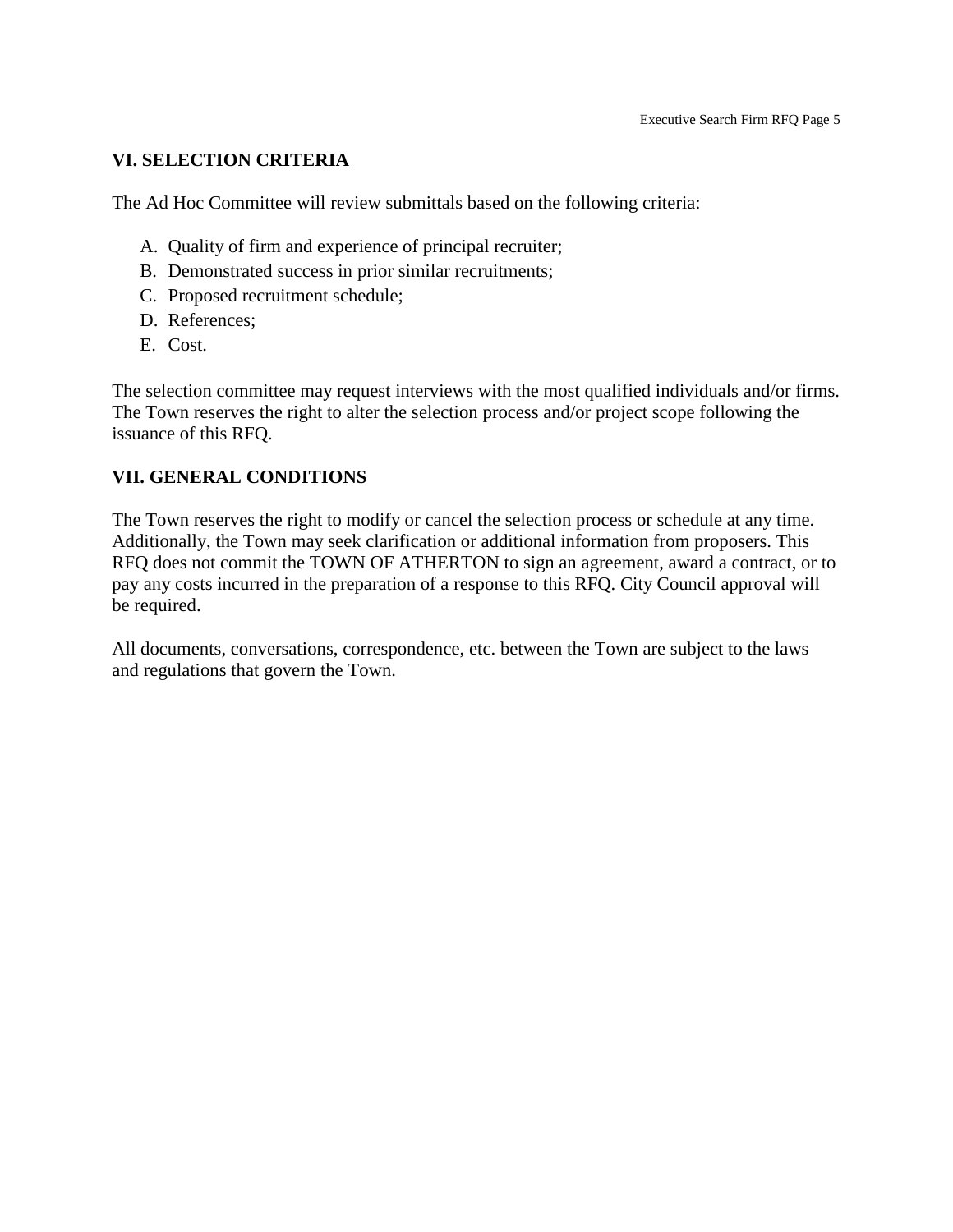## VI. SELECTION CRITERIA

The Ad Hoc Committee will review submittals based on the following criteria:

A. Quality of firm and experience of principal recruiter;
B. Demonstrated success in prior similar recruitments;
C. Proposed recruitment schedule;
D. References;
E. Cost.

The selection committee may request interviews with the most qualified individuals and/or firms. The Town reserves the right to alter the selection process and/or project scope following the issuance of this RFQ.

## VII. GENERAL CONDITIONS

The Town reserves the right to modify or cancel the selection process or schedule at any time. Additionally, the Town may seek clarification or additional information from proposers. This RFQ does not commit the TOWN OF ATHERTON to sign an agreement, award a contract, or to pay any costs incurred in the preparation of a response to this RFQ. City Council approval will be required.

All documents, conversations, correspondence, etc. between the Town are subject to the laws and regulations that govern the Town.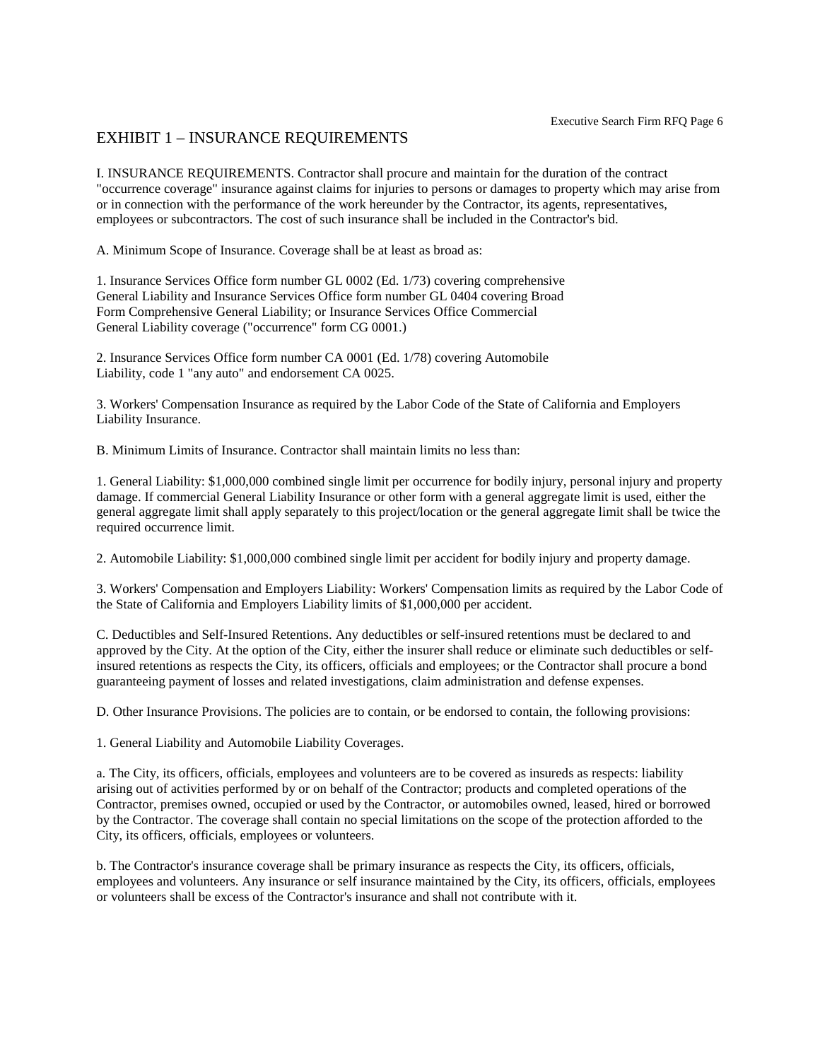## EXHIBIT 1 – INSURANCE REQUIREMENTS

I. INSURANCE REQUIREMENTS. Contractor shall procure and maintain for the duration of the contract "occurrence coverage" insurance against claims for injuries to persons or damages to property which may arise from or in connection with the performance of the work hereunder by the Contractor, its agents, representatives, employees or subcontractors. The cost of such insurance shall be included in the Contractor's bid.

A. Minimum Scope of Insurance. Coverage shall be at least as broad as:

1. Insurance Services Office form number GL 0002 (Ed. 1/73) covering comprehensive General Liability and Insurance Services Office form number GL 0404 covering Broad Form Comprehensive General Liability; or Insurance Services Office Commercial General Liability coverage ("occurrence" form CG 0001.)

2. Insurance Services Office form number CA 0001 (Ed. 1/78) covering Automobile Liability, code 1 "any auto" and endorsement CA 0025.

3. Workers' Compensation Insurance as required by the Labor Code of the State of California and Employers Liability Insurance.

B. Minimum Limits of Insurance. Contractor shall maintain limits no less than:

1. General Liability: $1,000,000 combined single limit per occurrence for bodily injury, personal injury and property damage. If commercial General Liability Insurance or other form with a general aggregate limit is used, either the general aggregate limit shall apply separately to this project/location or the general aggregate limit shall be twice the required occurrence limit.

2. Automobile Liability: $1,000,000 combined single limit per accident for bodily injury and property damage.

3. Workers' Compensation and Employers Liability: Workers' Compensation limits as required by the Labor Code of the State of California and Employers Liability limits of $1,000,000 per accident.

C. Deductibles and Self-Insured Retentions. Any deductibles or self-insured retentions must be declared to and approved by the City. At the option of the City, either the insurer shall reduce or eliminate such deductibles or self-insured retentions as respects the City, its officers, officials and employees; or the Contractor shall procure a bond guaranteeing payment of losses and related investigations, claim administration and defense expenses.

D. Other Insurance Provisions. The policies are to contain, or be endorsed to contain, the following provisions:

1. General Liability and Automobile Liability Coverages.

a. The City, its officers, officials, employees and volunteers are to be covered as insureds as respects: liability arising out of activities performed by or on behalf of the Contractor; products and completed operations of the Contractor, premises owned, occupied or used by the Contractor, or automobiles owned, leased, hired or borrowed by the Contractor. The coverage shall contain no special limitations on the scope of the protection afforded to the City, its officers, officials, employees or volunteers.

b. The Contractor's insurance coverage shall be primary insurance as respects the City, its officers, officials, employees and volunteers. Any insurance or self insurance maintained by the City, its officers, officials, employees or volunteers shall be excess of the Contractor's insurance and shall not contribute with it.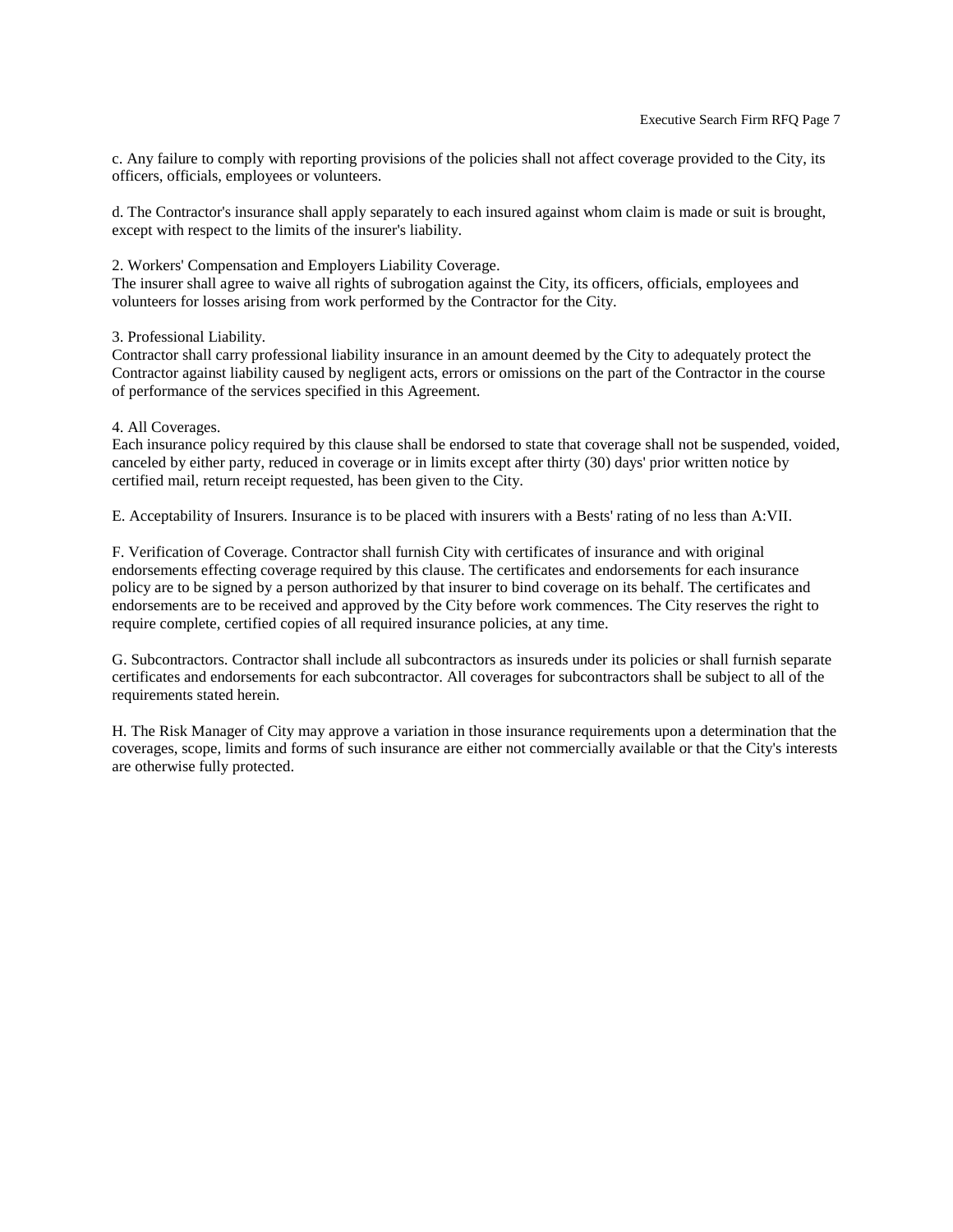c. Any failure to comply with reporting provisions of the policies shall not affect coverage provided to the City, its officers, officials, employees or volunteers.

d. The Contractor's insurance shall apply separately to each insured against whom claim is made or suit is brought, except with respect to the limits of the insurer's liability.

2. Workers' Compensation and Employers Liability Coverage.
The insurer shall agree to waive all rights of subrogation against the City, its officers, officials, employees and volunteers for losses arising from work performed by the Contractor for the City.

3. Professional Liability.
Contractor shall carry professional liability insurance in an amount deemed by the City to adequately protect the Contractor against liability caused by negligent acts, errors or omissions on the part of the Contractor in the course of performance of the services specified in this Agreement.

4. All Coverages.
Each insurance policy required by this clause shall be endorsed to state that coverage shall not be suspended, voided, canceled by either party, reduced in coverage or in limits except after thirty (30) days' prior written notice by certified mail, return receipt requested, has been given to the City.

E. Acceptability of Insurers. Insurance is to be placed with insurers with a Bests' rating of no less than A:VII.

F. Verification of Coverage. Contractor shall furnish City with certificates of insurance and with original endorsements effecting coverage required by this clause. The certificates and endorsements for each insurance policy are to be signed by a person authorized by that insurer to bind coverage on its behalf. The certificates and endorsements are to be received and approved by the City before work commences. The City reserves the right to require complete, certified copies of all required insurance policies, at any time.

G. Subcontractors. Contractor shall include all subcontractors as insureds under its policies or shall furnish separate certificates and endorsements for each subcontractor. All coverages for subcontractors shall be subject to all of the requirements stated herein.

H. The Risk Manager of City may approve a variation in those insurance requirements upon a determination that the coverages, scope, limits and forms of such insurance are either not commercially available or that the City's interests are otherwise fully protected.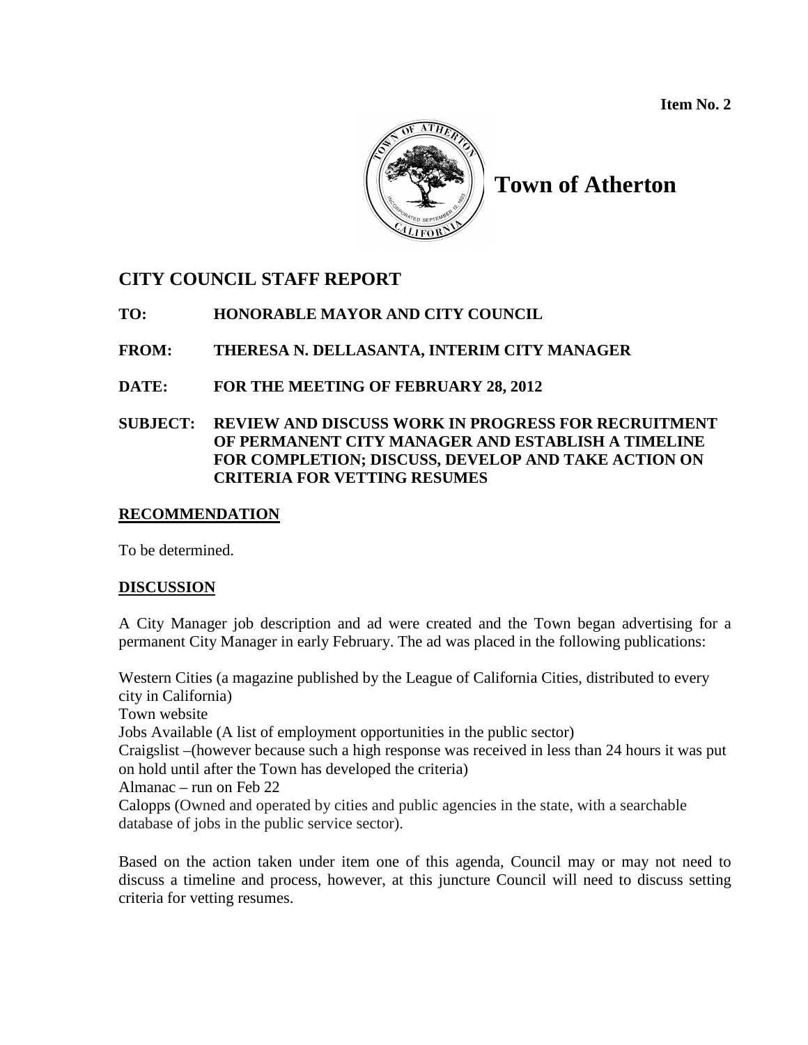**Item No. 2**

# Town of Atherton

## CITY COUNCIL STAFF REPORT

**TO: HONORABLE MAYOR AND CITY COUNCIL**

**FROM: THERESA N. DELLASANTA, INTERIM CITY MANAGER**

**DATE: FOR THE MEETING OF FEBRUARY 28, 2012**

**SUBJECT: REVIEW AND DISCUSS WORK IN PROGRESS FOR RECRUITMENT OF PERMANENT CITY MANAGER AND ESTABLISH A TIMELINE FOR COMPLETION; DISCUSS, DEVELOP AND TAKE ACTION ON CRITERIA FOR VETTING RESUMES**

### RECOMMENDATION

To be determined.

### DISCUSSION

A City Manager job description and ad were created and the Town began advertising for a permanent City Manager in early February. The ad was placed in the following publications:

Western Cities (a magazine published by the League of California Cities, distributed to every city in California)
Town website
Jobs Available (A list of employment opportunities in the public sector)
Craigslist –(however because such a high response was received in less than 24 hours it was put on hold until after the Town has developed the criteria)
Almanac – run on Feb 22
Calopps (Owned and operated by cities and public agencies in the state, with a searchable database of jobs in the public service sector).

Based on the action taken under item one of this agenda, Council may or may not need to discuss a timeline and process, however, at this juncture Council will need to discuss setting criteria for vetting resumes.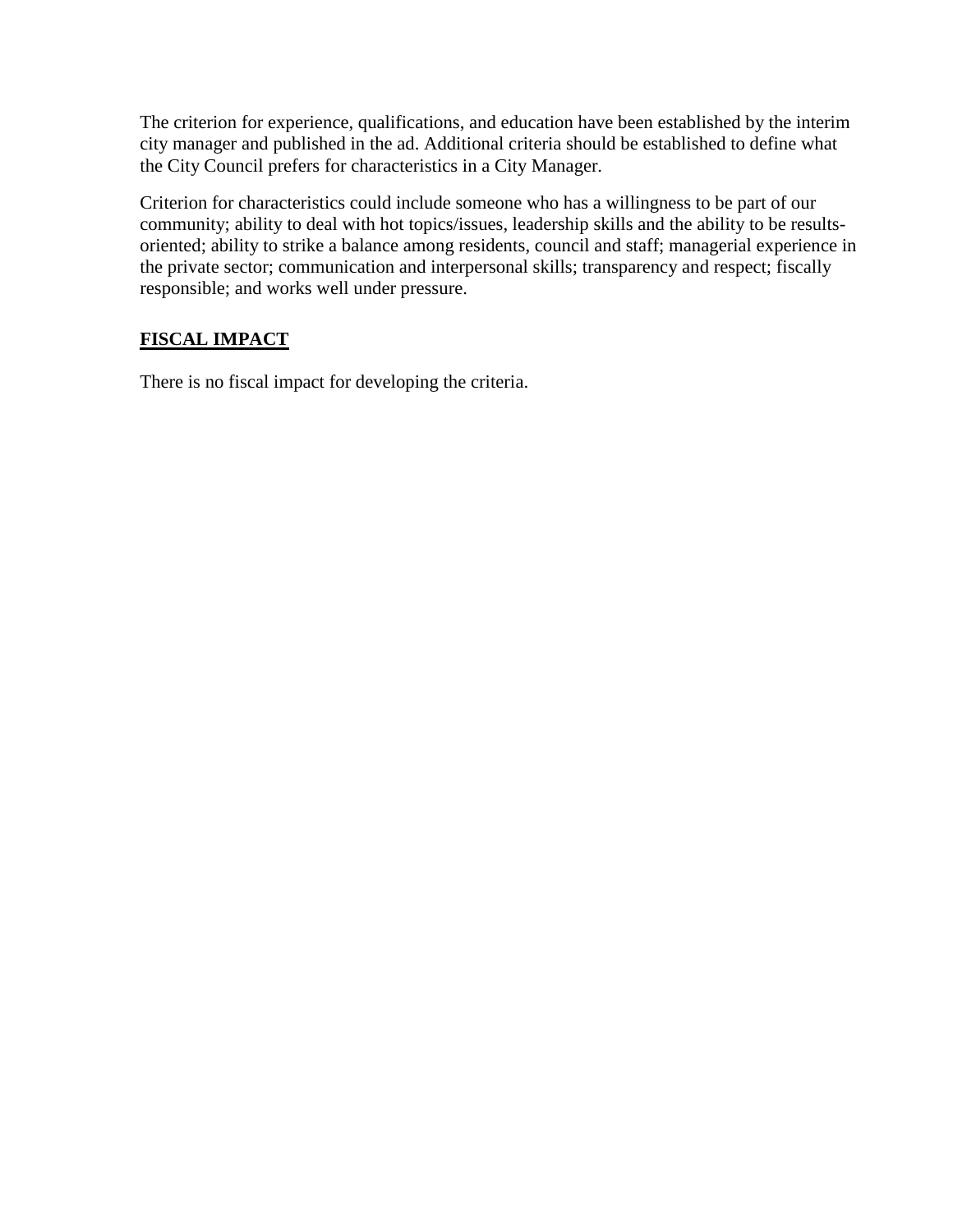The criterion for experience, qualifications, and education have been established by the interim city manager and published in the ad. Additional criteria should be established to define what the City Council prefers for characteristics in a City Manager.

Criterion for characteristics could include someone who has a willingness to be part of our community; ability to deal with hot topics/issues, leadership skills and the ability to be results-oriented; ability to strike a balance among residents, council and staff; managerial experience in the private sector; communication and interpersonal skills; transparency and respect; fiscally responsible; and works well under pressure.

## **FISCAL IMPACT**

There is no fiscal impact for developing the criteria.